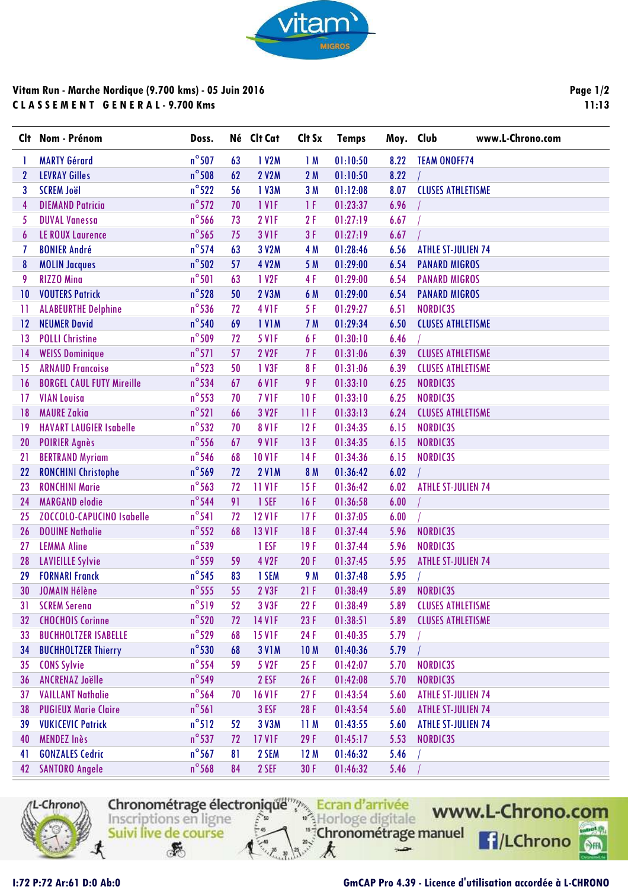**Vitam Run - Marche Nordique (9.700 kms) - 05 Juin 2016**

**C L A S S E M E N T  G E N E R A L - 9.700 Kms**

11:13

| Clt | Nom - Prénom | Doss. | Né | Clt Cat | Clt Sx | Temps | Moy. | Club www.L-Chrono.com |
|---|---|---|---|---|---|---|---|---|
| 1 | MARTY Gérard | n°507 | 63 | 1 V2M | 1 M | 01:10:50 | 8.22 | TEAM ONOFF74 |
| 2 | LEVRAY Gilles | n°508 | 62 | 2 V2M | 2 M | 01:10:50 | 8.22 | / |
| 3 | SCREM Joël | n°522 | 56 | 1 V3M | 3 M | 01:12:08 | 8.07 | CLUSES ATHLETISME |
| 4 | DIEMAND Patricia | n°572 | 70 | 1 V1F | 1 F | 01:23:37 | 6.96 | / |
| 5 | DUVAL Vanessa | n°566 | 73 | 2 V1F | 2 F | 01:27:19 | 6.67 | / |
| 6 | LE ROUX Laurence | n°565 | 75 | 3 V1F | 3 F | 01:27:19 | 6.67 | / |
| 7 | BONIER André | n°574 | 63 | 3 V2M | 4 M | 01:28:46 | 6.56 | ATHLE ST-JULIEN 74 |
| 8 | MOLIN Jacques | n°502 | 57 | 4 V2M | 5 M | 01:29:00 | 6.54 | PANARD MIGROS |
| 9 | RIZZO Mina | n°501 | 63 | 1 V2F | 4 F | 01:29:00 | 6.54 | PANARD MIGROS |
| 10 | VOUTERS Patrick | n°528 | 50 | 2 V3M | 6 M | 01:29:00 | 6.54 | PANARD MIGROS |
| 11 | ALABEURTHE Delphine | n°536 | 72 | 4 V1F | 5 F | 01:29:27 | 6.51 | NORDIC3S |
| 12 | NEUMER David | n°540 | 69 | 1 V1M | 7 M | 01:29:34 | 6.50 | CLUSES ATHLETISME |
| 13 | POLLI Christine | n°509 | 72 | 5 V1F | 6 F | 01:30:10 | 6.46 | / |
| 14 | WEISS Dominique | n°571 | 57 | 2 V2F | 7 F | 01:31:06 | 6.39 | CLUSES ATHLETISME |
| 15 | ARNAUD Francoise | n°523 | 50 | 1 V3F | 8 F | 01:31:06 | 6.39 | CLUSES ATHLETISME |
| 16 | BORGEL CAUL FUTY Mireille | n°534 | 67 | 6 V1F | 9 F | 01:33:10 | 6.25 | NORDIC3S |
| 17 | VIAN Louisa | n°553 | 70 | 7 V1F | 10 F | 01:33:10 | 6.25 | NORDIC3S |
| 18 | MAURE Zakia | n°521 | 66 | 3 V2F | 11 F | 01:33:13 | 6.24 | CLUSES ATHLETISME |
| 19 | HAVART LAUGIER Isabelle | n°532 | 70 | 8 V1F | 12 F | 01:34:35 | 6.15 | NORDIC3S |
| 20 | POIRIER Agnès | n°556 | 67 | 9 V1F | 13 F | 01:34:35 | 6.15 | NORDIC3S |
| 21 | BERTRAND Myriam | n°546 | 68 | 10 V1F | 14 F | 01:34:36 | 6.15 | NORDIC3S |
| 22 | RONCHINI Christophe | n°569 | 72 | 2 V1M | 8 M | 01:36:42 | 6.02 | / |
| 23 | RONCHINI Marie | n°563 | 72 | 11 V1F | 15 F | 01:36:42 | 6.02 | ATHLE ST-JULIEN 74 |
| 24 | MARGAND elodie | n°544 | 91 | 1 SEF | 16 F | 01:36:58 | 6.00 | / |
| 25 | ZOCCOLO-CAPUCINO Isabelle | n°541 | 72 | 12 V1F | 17 F | 01:37:05 | 6.00 | / |
| 26 | DOUINE Nathalie | n°552 | 68 | 13 V1F | 18 F | 01:37:44 | 5.96 | NORDIC3S |
| 27 | LEMMA Aline | n°539 | | 1 ESF | 19 F | 01:37:44 | 5.96 | NORDIC3S |
| 28 | LAVIEILLE Sylvie | n°559 | 59 | 4 V2F | 20 F | 01:37:45 | 5.95 | ATHLE ST-JULIEN 74 |
| 29 | FORNARI Franck | n°545 | 83 | 1 SEM | 9 M | 01:37:48 | 5.95 | / |
| 30 | JOMAIN Hélène | n°555 | 55 | 2 V3F | 21 F | 01:38:49 | 5.89 | NORDIC3S |
| 31 | SCREM Serena | n°519 | 52 | 3 V3F | 22 F | 01:38:49 | 5.89 | CLUSES ATHLETISME |
| 32 | CHOCHOIS Corinne | n°520 | 72 | 14 V1F | 23 F | 01:38:51 | 5.89 | CLUSES ATHLETISME |
| 33 | BUCHHOLTZER ISABELLE | n°529 | 68 | 15 V1F | 24 F | 01:40:35 | 5.79 | / |
| 34 | BUCHHOLTZER Thierry | n°530 | 68 | 3 V1M | 10 M | 01:40:36 | 5.79 | / |
| 35 | CONS Sylvie | n°554 | 59 | 5 V2F | 25 F | 01:42:07 | 5.70 | NORDIC3S |
| 36 | ANCRENAZ Joëlle | n°549 | | 2 ESF | 26 F | 01:42:08 | 5.70 | NORDIC3S |
| 37 | VAILLANT Nathalie | n°564 | 70 | 16 V1F | 27 F | 01:43:54 | 5.60 | ATHLE ST-JULIEN 74 |
| 38 | PUGIEUX Marie Claire | n°561 | | 3 ESF | 28 F | 01:43:54 | 5.60 | ATHLE ST-JULIEN 74 |
| 39 | VUKICEVIC Patrick | n°512 | 52 | 3 V3M | 11 M | 01:43:55 | 5.60 | ATHLE ST-JULIEN 74 |
| 40 | MENDEZ Inès | n°537 | 72 | 17 V1F | 29 F | 01:45:17 | 5.53 | NORDIC3S |
| 41 | GONZALES Cedric | n°567 | 81 | 2 SEM | 12 M | 01:46:32 | 5.46 | / |
| 42 | SANTORO Angele | n°568 | 84 | 2 SEF | 30 F | 01:46:32 | 5.46 | / |

I:72 P:72 Ar:61 D:0 Ab:0

GmCAP Pro 4.39 - Licence d'utilisation accordée à L-CHRONO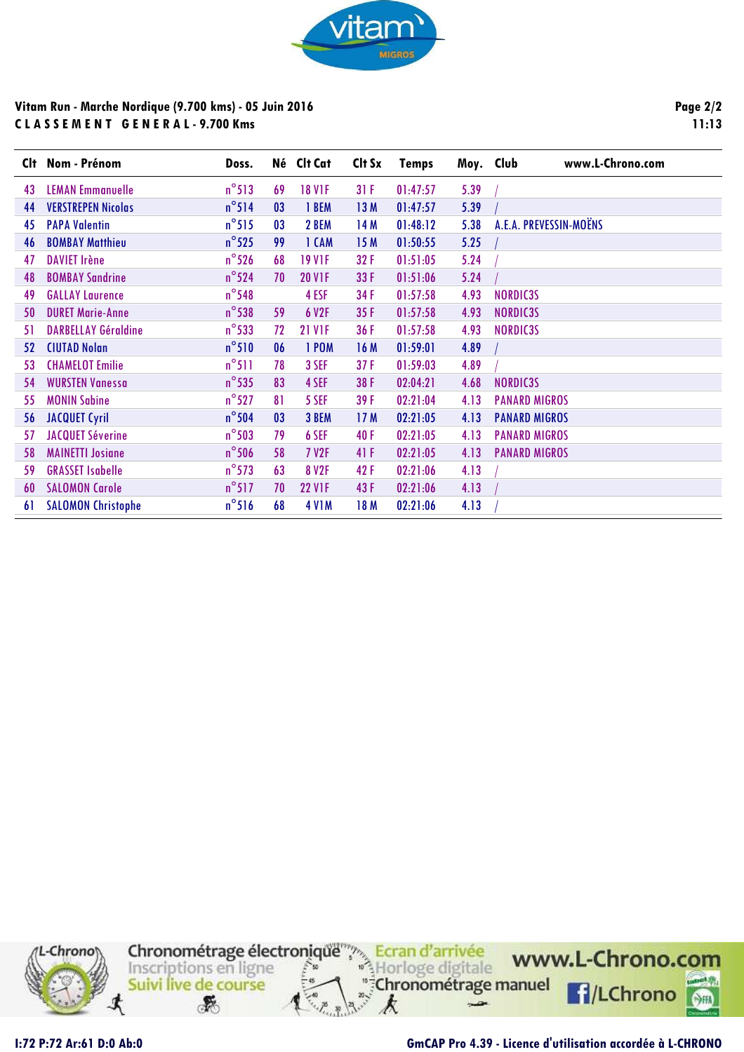Vitam Run - Marche Nordique (9.700 kms) - 05 Juin 2016

C L A S S E M E N T   G E N E R A L - 9.700 Kms

| Clt | Nom - Prénom | Doss. | Né | Clt Cat | Clt Sx | Temps | Moy. | Club | www.L-Chrono.com |
|---|---|---|---|---|---|---|---|---|---|
| 43 | LEMAN Emmanuelle | n°513 | 69 | 18 V1F | 31 F | 01:47:57 | 5.39 | / | |
| 44 | VERSTREPEN Nicolas | n°514 | 03 | 1 BEM | 13 M | 01:47:57 | 5.39 | / | |
| 45 | PAPA Valentin | n°515 | 03 | 2 BEM | 14 M | 01:48:12 | 5.38 | A.E.A. PREVESSIN-MOËNS | |
| 46 | BOMBAY Matthieu | n°525 | 99 | 1 CAM | 15 M | 01:50:55 | 5.25 | / | |
| 47 | DAVIET Irène | n°526 | 68 | 19 V1F | 32 F | 01:51:05 | 5.24 | / | |
| 48 | BOMBAY Sandrine | n°524 | 70 | 20 V1F | 33 F | 01:51:06 | 5.24 | / | |
| 49 | GALLAY Laurence | n°548 | | 4 ESF | 34 F | 01:57:58 | 4.93 | NORDIC3S | |
| 50 | DURET Marie-Anne | n°538 | 59 | 6 V2F | 35 F | 01:57:58 | 4.93 | NORDIC3S | |
| 51 | DARBELLAY Géraldine | n°533 | 72 | 21 V1F | 36 F | 01:57:58 | 4.93 | NORDIC3S | |
| 52 | CIUTAD Nolan | n°510 | 06 | 1 POM | 16 M | 01:59:01 | 4.89 | / | |
| 53 | CHAMELOT Emilie | n°511 | 78 | 3 SEF | 37 F | 01:59:03 | 4.89 | / | |
| 54 | WURSTEN Vanessa | n°535 | 83 | 4 SEF | 38 F | 02:04:21 | 4.68 | NORDIC3S | |
| 55 | MONIN Sabine | n°527 | 81 | 5 SEF | 39 F | 02:21:04 | 4.13 | PANARD MIGROS | |
| 56 | JACQUET Cyril | n°504 | 03 | 3 BEM | 17 M | 02:21:05 | 4.13 | PANARD MIGROS | |
| 57 | JACQUET Séverine | n°503 | 79 | 6 SEF | 40 F | 02:21:05 | 4.13 | PANARD MIGROS | |
| 58 | MAINETTI Josiane | n°506 | 58 | 7 V2F | 41 F | 02:21:05 | 4.13 | PANARD MIGROS | |
| 59 | GRASSET Isabelle | n°573 | 63 | 8 V2F | 42 F | 02:21:06 | 4.13 | / | |
| 60 | SALOMON Carole | n°517 | 70 | 22 V1F | 43 F | 02:21:06 | 4.13 | / | |
| 61 | SALOMON Christophe | n°516 | 68 | 4 V1M | 18 M | 02:21:06 | 4.13 | / | |

I:72 P:72 Ar:61 D:0 Ab:0

GmCAP Pro 4.39 - Licence d'utilisation accordée à L-CHRONO